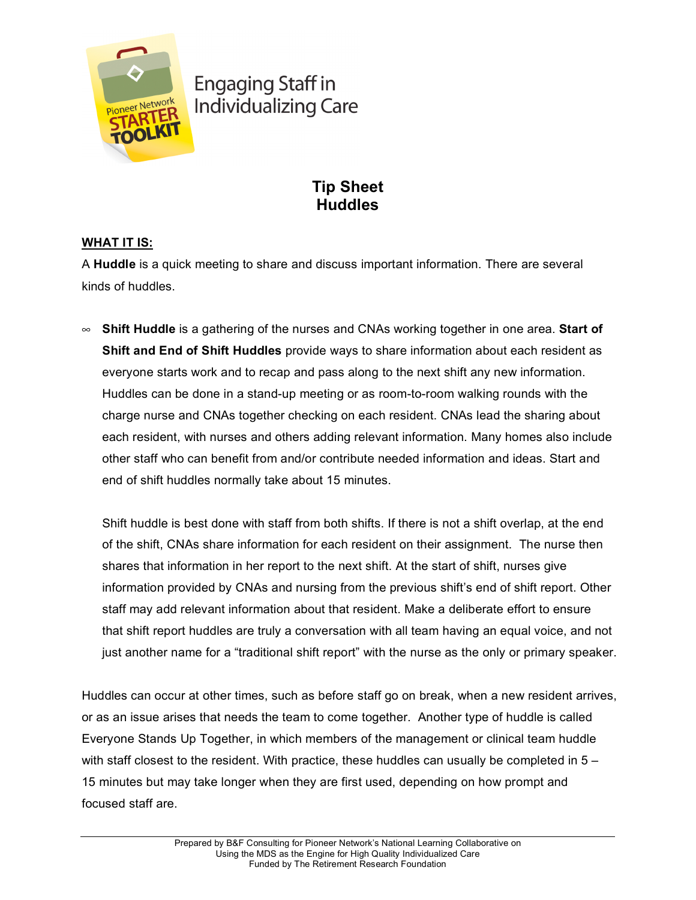Engaging Staff in Individualizing Care

# Tip Sheet
# Huddles

**WHAT IT IS:**

A **Huddle** is a quick meeting to share and discuss important information. There are several kinds of huddles.

- **Shift Huddle** is a gathering of the nurses and CNAs working together in one area. **Start of Shift and End of Shift Huddles** provide ways to share information about each resident as everyone starts work and to recap and pass along to the next shift any new information. Huddles can be done in a stand-up meeting or as room-to-room walking rounds with the charge nurse and CNAs together checking on each resident. CNAs lead the sharing about each resident, with nurses and others adding relevant information. Many homes also include other staff who can benefit from and/or contribute needed information and ideas. Start and end of shift huddles normally take about 15 minutes.

  Shift huddle is best done with staff from both shifts. If there is not a shift overlap, at the end of the shift, CNAs share information for each resident on their assignment. The nurse then shares that information in her report to the next shift. At the start of shift, nurses give information provided by CNAs and nursing from the previous shift's end of shift report. Other staff may add relevant information about that resident. Make a deliberate effort to ensure that shift report huddles are truly a conversation with all team having an equal voice, and not just another name for a "traditional shift report" with the nurse as the only or primary speaker.

Huddles can occur at other times, such as before staff go on break, when a new resident arrives, or as an issue arises that needs the team to come together. Another type of huddle is called Everyone Stands Up Together, in which members of the management or clinical team huddle with staff closest to the resident. With practice, these huddles can usually be completed in 5 – 15 minutes but may take longer when they are first used, depending on how prompt and focused staff are.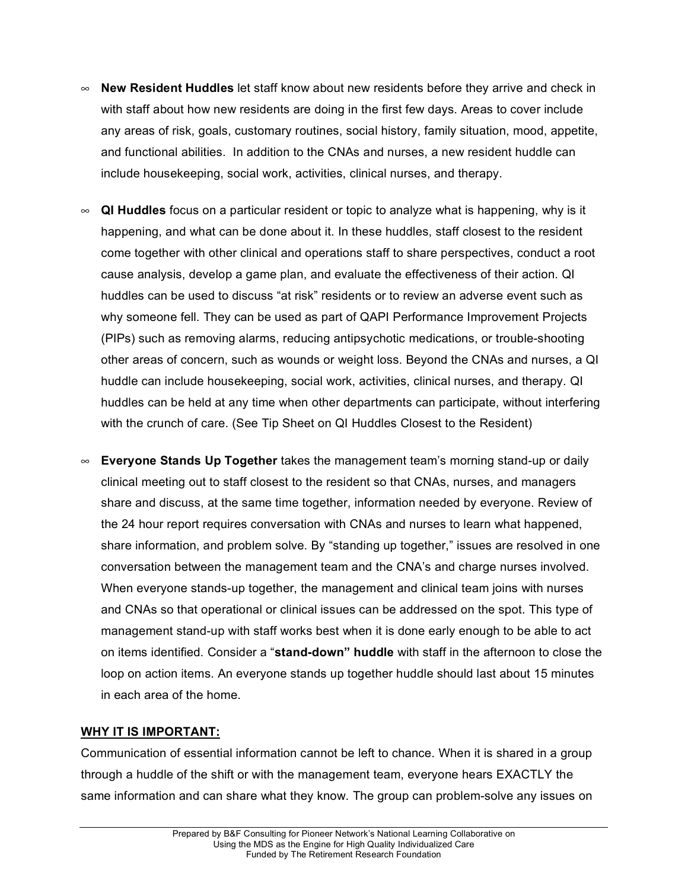- **New Resident Huddles** let staff know about new residents before they arrive and check in with staff about how new residents are doing in the first few days. Areas to cover include any areas of risk, goals, customary routines, social history, family situation, mood, appetite, and functional abilities. In addition to the CNAs and nurses, a new resident huddle can include housekeeping, social work, activities, clinical nurses, and therapy.

- **QI Huddles** focus on a particular resident or topic to analyze what is happening, why is it happening, and what can be done about it. In these huddles, staff closest to the resident come together with other clinical and operations staff to share perspectives, conduct a root cause analysis, develop a game plan, and evaluate the effectiveness of their action. QI huddles can be used to discuss "at risk" residents or to review an adverse event such as why someone fell. They can be used as part of QAPI Performance Improvement Projects (PIPs) such as removing alarms, reducing antipsychotic medications, or trouble-shooting other areas of concern, such as wounds or weight loss. Beyond the CNAs and nurses, a QI huddle can include housekeeping, social work, activities, clinical nurses, and therapy. QI huddles can be held at any time when other departments can participate, without interfering with the crunch of care. (See Tip Sheet on QI Huddles Closest to the Resident)

- **Everyone Stands Up Together** takes the management team's morning stand-up or daily clinical meeting out to staff closest to the resident so that CNAs, nurses, and managers share and discuss, at the same time together, information needed by everyone. Review of the 24 hour report requires conversation with CNAs and nurses to learn what happened, share information, and problem solve. By "standing up together," issues are resolved in one conversation between the management team and the CNA's and charge nurses involved. When everyone stands-up together, the management and clinical team joins with nurses and CNAs so that operational or clinical issues can be addressed on the spot. This type of management stand-up with staff works best when it is done early enough to be able to act on items identified. Consider a "**stand-down" huddle** with staff in the afternoon to close the loop on action items. An everyone stands up together huddle should last about 15 minutes in each area of the home.

**WHY IT IS IMPORTANT:**

Communication of essential information cannot be left to chance. When it is shared in a group through a huddle of the shift or with the management team, everyone hears EXACTLY the same information and can share what they know. The group can problem-solve any issues on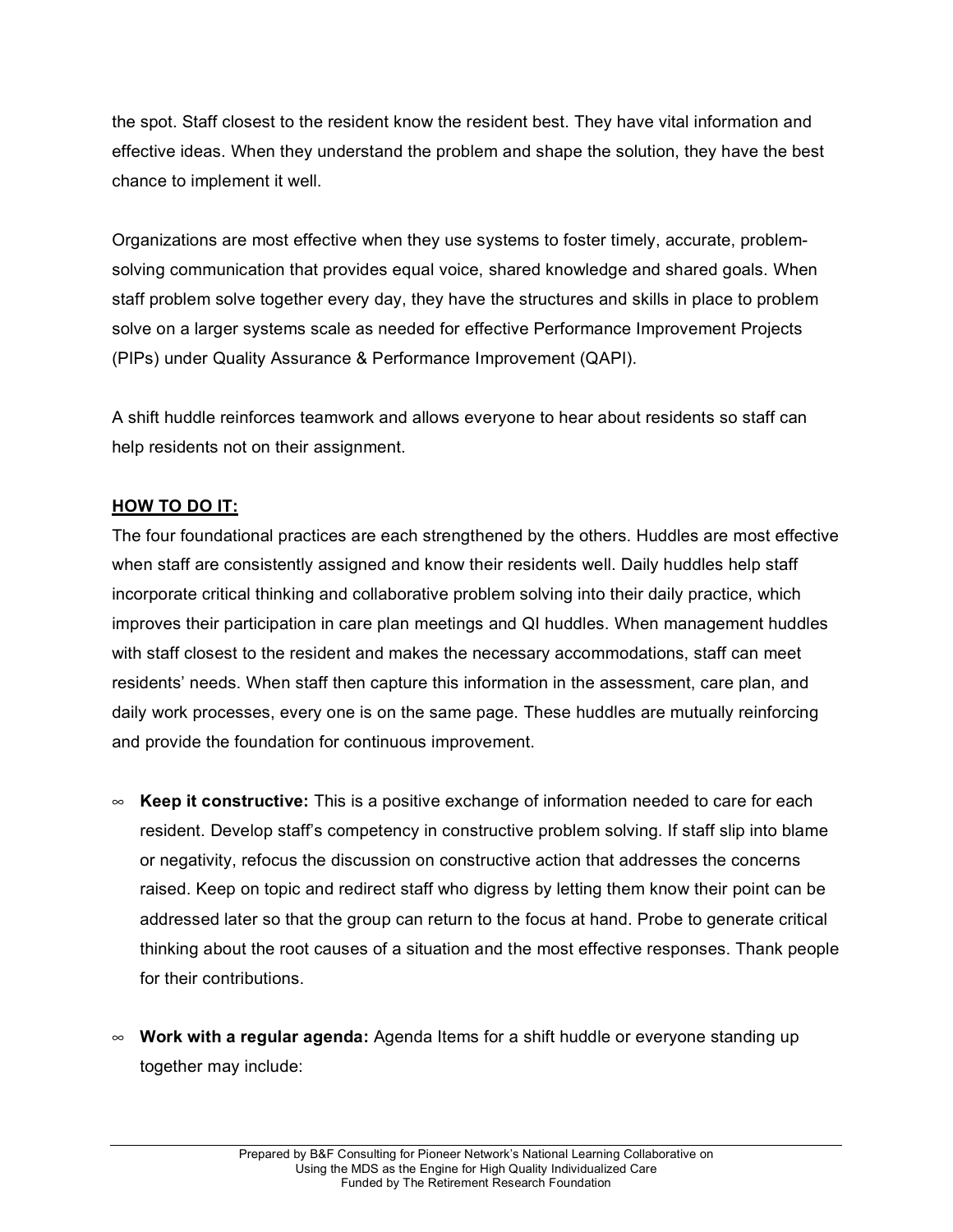the spot. Staff closest to the resident know the resident best. They have vital information and effective ideas. When they understand the problem and shape the solution, they have the best chance to implement it well.

Organizations are most effective when they use systems to foster timely, accurate, problem-solving communication that provides equal voice, shared knowledge and shared goals. When staff problem solve together every day, they have the structures and skills in place to problem solve on a larger systems scale as needed for effective Performance Improvement Projects (PIPs) under Quality Assurance & Performance Improvement (QAPI).

A shift huddle reinforces teamwork and allows everyone to hear about residents so staff can help residents not on their assignment.

**HOW TO DO IT:**

The four foundational practices are each strengthened by the others. Huddles are most effective when staff are consistently assigned and know their residents well. Daily huddles help staff incorporate critical thinking and collaborative problem solving into their daily practice, which improves their participation in care plan meetings and QI huddles. When management huddles with staff closest to the resident and makes the necessary accommodations, staff can meet residents' needs. When staff then capture this information in the assessment, care plan, and daily work processes, every one is on the same page. These huddles are mutually reinforcing and provide the foundation for continuous improvement.

- **Keep it constructive:** This is a positive exchange of information needed to care for each resident. Develop staff's competency in constructive problem solving. If staff slip into blame or negativity, refocus the discussion on constructive action that addresses the concerns raised. Keep on topic and redirect staff who digress by letting them know their point can be addressed later so that the group can return to the focus at hand. Probe to generate critical thinking about the root causes of a situation and the most effective responses. Thank people for their contributions.

- **Work with a regular agenda:** Agenda Items for a shift huddle or everyone standing up together may include: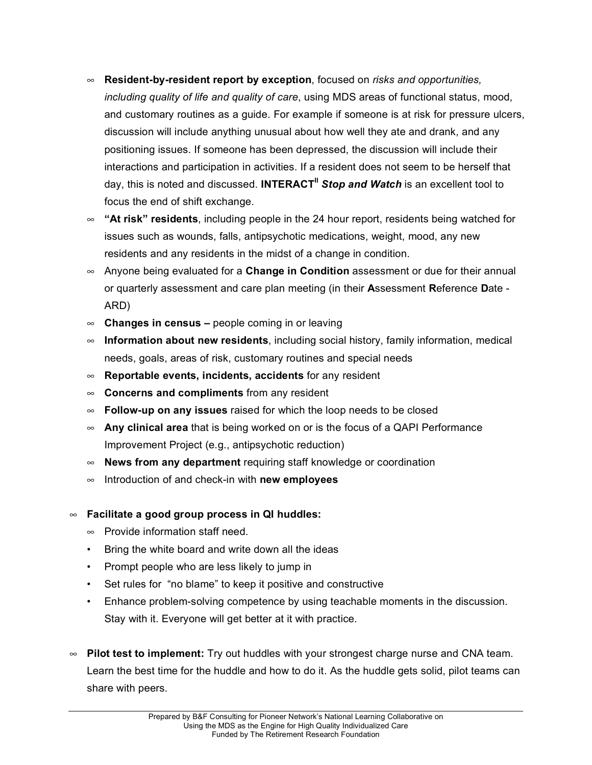- **Resident-by-resident report by exception**, focused on *risks and opportunities, including quality of life and quality of care*, using MDS areas of functional status, mood, and customary routines as a guide. For example if someone is at risk for pressure ulcers, discussion will include anything unusual about how well they ate and drank, and any positioning issues. If someone has been depressed, the discussion will include their interactions and participation in activities. If a resident does not seem to be herself that day, this is noted and discussed. **INTERACT**[II] ***Stop and Watch*** is an excellent tool to focus the end of shift exchange.
- **"At risk" residents**, including people in the 24 hour report, residents being watched for issues such as wounds, falls, antipsychotic medications, weight, mood, any new residents and any residents in the midst of a change in condition.
- Anyone being evaluated for a **Change in Condition** assessment or due for their annual or quarterly assessment and care plan meeting (in their **A**ssessment **R**eference **D**ate - ARD)
- **Changes in census –** people coming in or leaving
- **Information about new residents**, including social history, family information, medical needs, goals, areas of risk, customary routines and special needs
- **Reportable events, incidents, accidents** for any resident
- **Concerns and compliments** from any resident
- **Follow-up on any issues** raised for which the loop needs to be closed
- **Any clinical area** that is being worked on or is the focus of a QAPI Performance Improvement Project (e.g., antipsychotic reduction)
- **News from any department** requiring staff knowledge or coordination
- Introduction of and check-in with **new employees**

- **Facilitate a good group process in QI huddles:**
  - Provide information staff need.
  - Bring the white board and write down all the ideas
  - Prompt people who are less likely to jump in
  - Set rules for "no blame" to keep it positive and constructive
  - Enhance problem-solving competence by using teachable moments in the discussion. Stay with it. Everyone will get better at it with practice.

- **Pilot test to implement:** Try out huddles with your strongest charge nurse and CNA team. Learn the best time for the huddle and how to do it. As the huddle gets solid, pilot teams can share with peers.

Prepared by B&F Consulting for Pioneer Network's National Learning Collaborative on Using the MDS as the Engine for High Quality Individualized Care Funded by The Retirement Research Foundation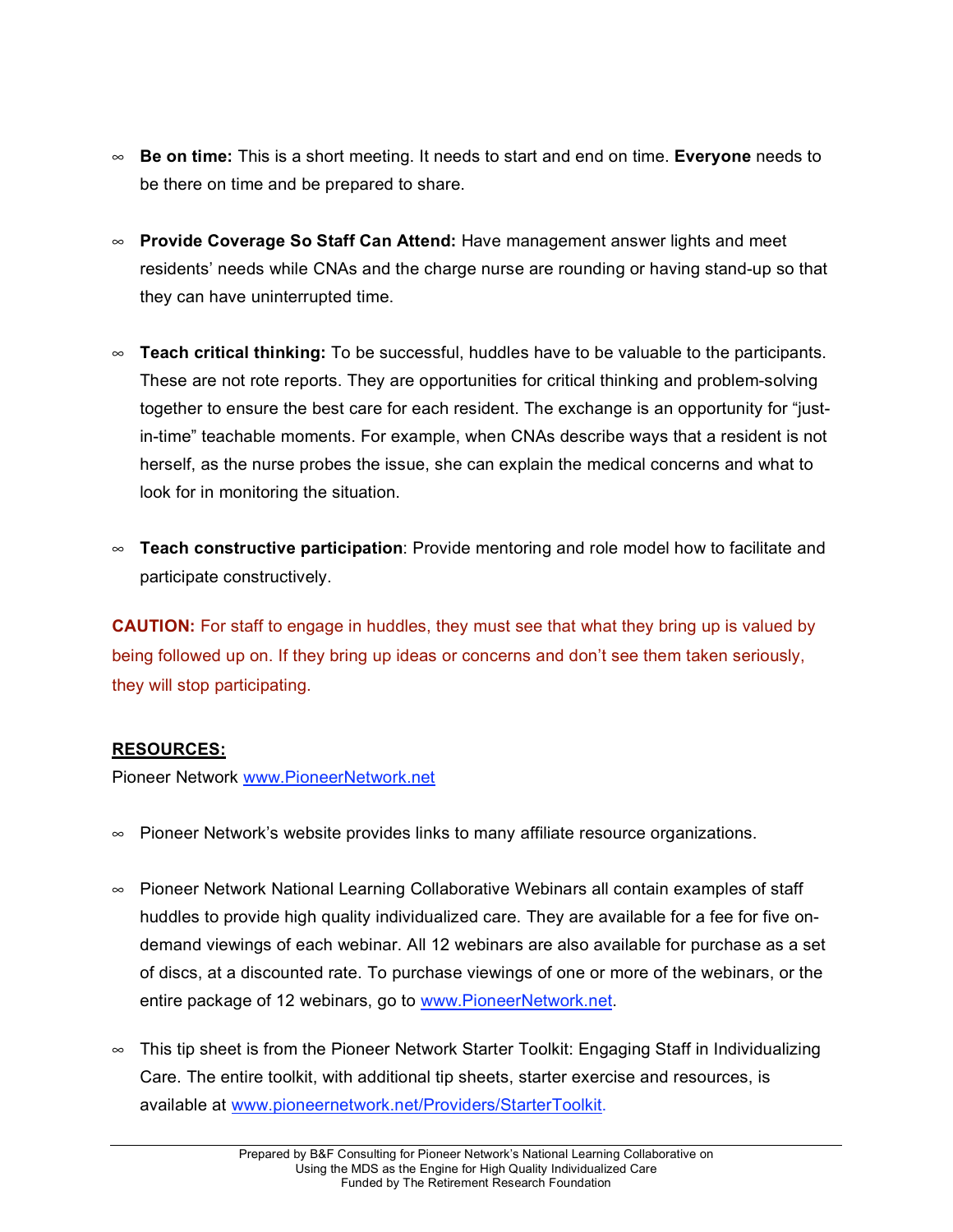- **Be on time:** This is a short meeting. It needs to start and end on time. **Everyone** needs to be there on time and be prepared to share.

- **Provide Coverage So Staff Can Attend:** Have management answer lights and meet residents' needs while CNAs and the charge nurse are rounding or having stand-up so that they can have uninterrupted time.

- **Teach critical thinking:** To be successful, huddles have to be valuable to the participants. These are not rote reports. They are opportunities for critical thinking and problem-solving together to ensure the best care for each resident. The exchange is an opportunity for "just-in-time" teachable moments. For example, when CNAs describe ways that a resident is not herself, as the nurse probes the issue, she can explain the medical concerns and what to look for in monitoring the situation.

- **Teach constructive participation**: Provide mentoring and role model how to facilitate and participate constructively.

**CAUTION:** For staff to engage in huddles, they must see that what they bring up is valued by being followed up on. If they bring up ideas or concerns and don't see them taken seriously, they will stop participating.

**RESOURCES:**

Pioneer Network www.PioneerNetwork.net

- Pioneer Network's website provides links to many affiliate resource organizations.

- Pioneer Network National Learning Collaborative Webinars all contain examples of staff huddles to provide high quality individualized care. They are available for a fee for five on-demand viewings of each webinar. All 12 webinars are also available for purchase as a set of discs, at a discounted rate. To purchase viewings of one or more of the webinars, or the entire package of 12 webinars, go to www.PioneerNetwork.net.

- This tip sheet is from the Pioneer Network Starter Toolkit: Engaging Staff in Individualizing Care. The entire toolkit, with additional tip sheets, starter exercise and resources, is available at www.pioneernetwork.net/Providers/StarterToolkit.

Prepared by B&F Consulting for Pioneer Network's National Learning Collaborative on Using the MDS as the Engine for High Quality Individualized Care
Funded by The Retirement Research Foundation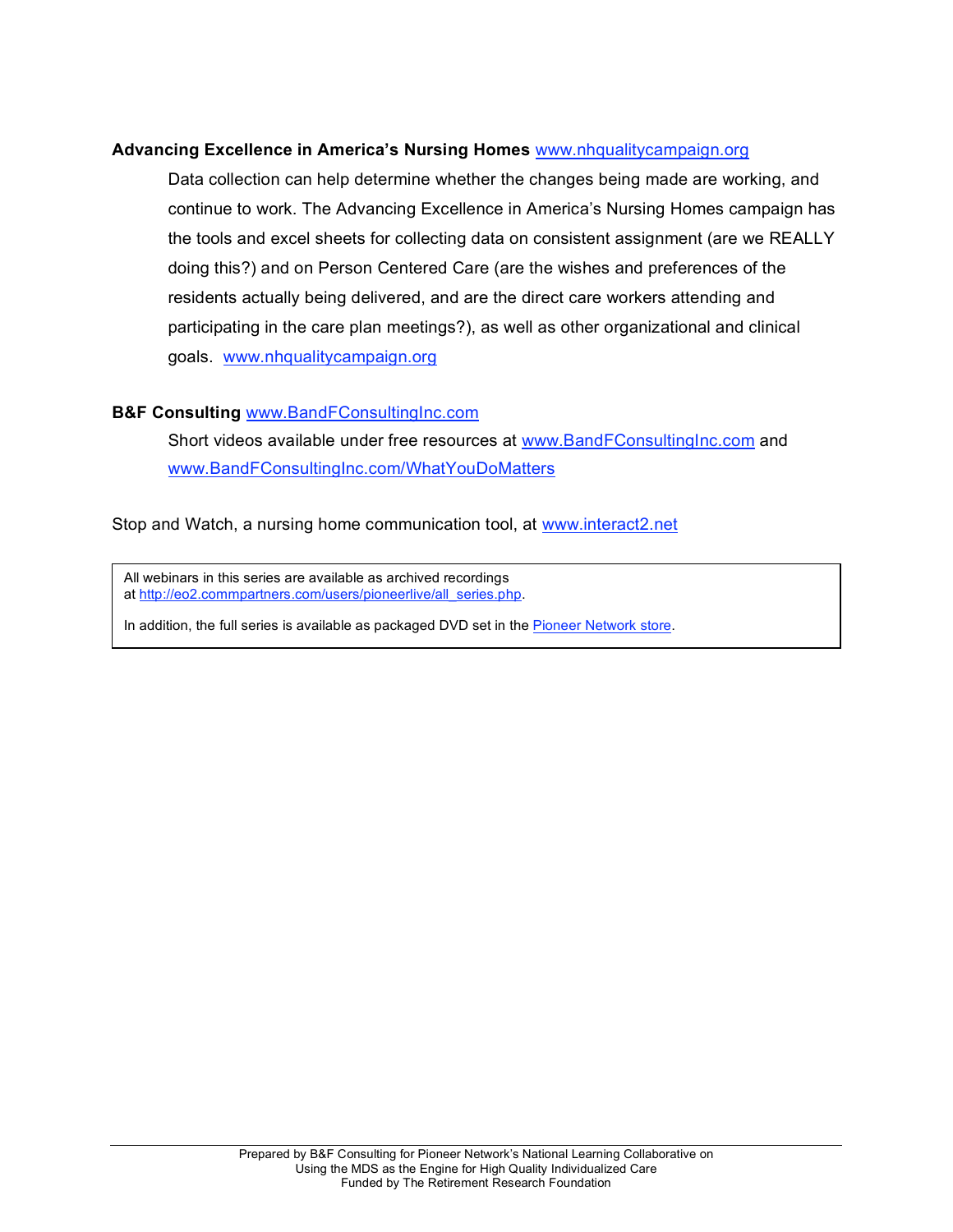**Advancing Excellence in America's Nursing Homes** www.nhqualitycampaign.org

Data collection can help determine whether the changes being made are working, and continue to work. The Advancing Excellence in America's Nursing Homes campaign has the tools and excel sheets for collecting data on consistent assignment (are we REALLY doing this?) and on Person Centered Care (are the wishes and preferences of the residents actually being delivered, and are the direct care workers attending and participating in the care plan meetings?), as well as other organizational and clinical goals. www.nhqualitycampaign.org

**B&F Consulting** www.BandFConsultingInc.com

Short videos available under free resources at www.BandFConsultingInc.com and www.BandFConsultingInc.com/WhatYouDoMatters

Stop and Watch, a nursing home communication tool, at www.interact2.net

All webinars in this series are available as archived recordings at http://eo2.commpartners.com/users/pioneerlive/all_series.php.

In addition, the full series is available as packaged DVD set in the Pioneer Network store.

Prepared by B&F Consulting for Pioneer Network's National Learning Collaborative on Using the MDS as the Engine for High Quality Individualized Care
Funded by The Retirement Research Foundation